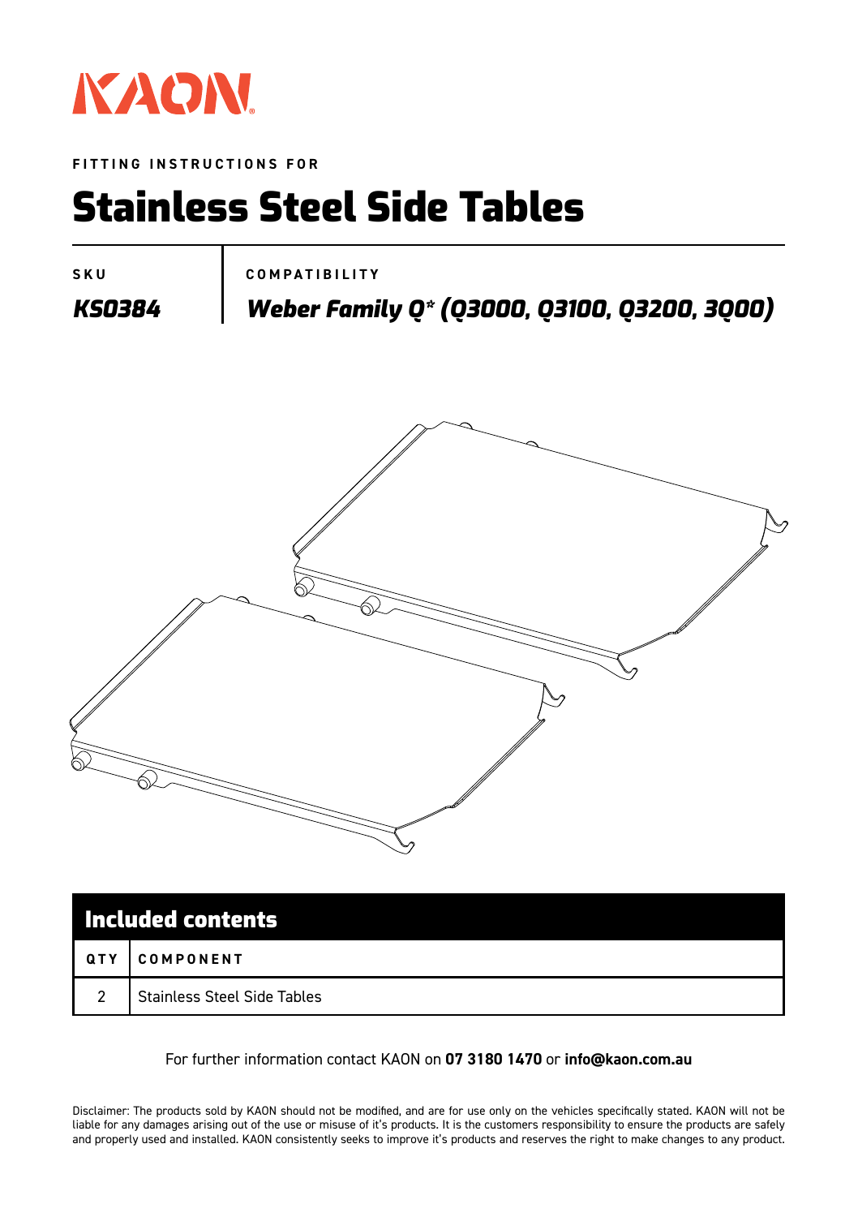KAON

FITTING INSTRUCTIONS FOR

# Stainless Steel Side Tables

| SKU | COMPATIBILITY |
|---|---|
| ***KS0384*** | ***Weber Family Q* (Q3000, Q3100, Q3200, 3Q00)*** |

## Included contents

| QTY | COMPONENT |
|---|---|
| 2 | Stainless Steel Side Tables |

For further information contact KAON on **07 3180 1470** or **info@kaon.com.au**

Disclaimer: The products sold by KAON should not be modified, and are for use only on the vehicles specifically stated. KAON will not be liable for any damages arising out of the use or misuse of it's products. It is the customers responsibility to ensure the products are safely and properly used and installed. KAON consistently seeks to improve it's products and reserves the right to make changes to any product.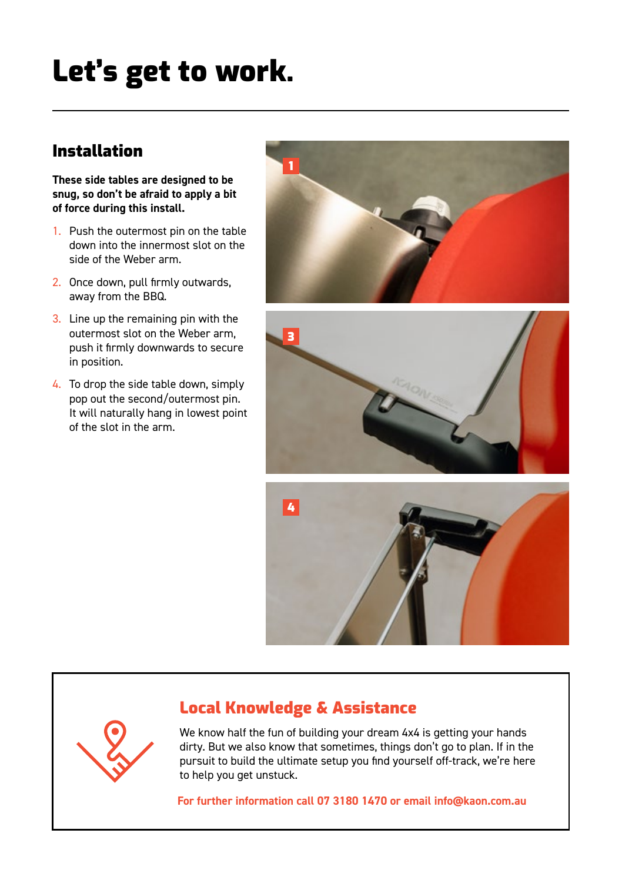# Let's get to work.

## Installation

**These side tables are designed to be snug, so don't be afraid to apply a bit of force during this install.**

1. Push the outermost pin on the table down into the innermost slot on the side of the Weber arm.
2. Once down, pull firmly outwards, away from the BBQ.
3. Line up the remaining pin with the outermost slot on the Weber arm, push it firmly downwards to secure in position.
4. To drop the side table down, simply pop out the second/outermost pin. It will naturally hang in lowest point of the slot in the arm.

1

3

4

## Local Knowledge & Assistance

We know half the fun of building your dream 4x4 is getting your hands dirty. But we also know that sometimes, things don't go to plan. If in the pursuit to build the ultimate setup you find yourself off-track, we're here to help you get unstuck.

**For further information call 07 3180 1470 or email info@kaon.com.au**